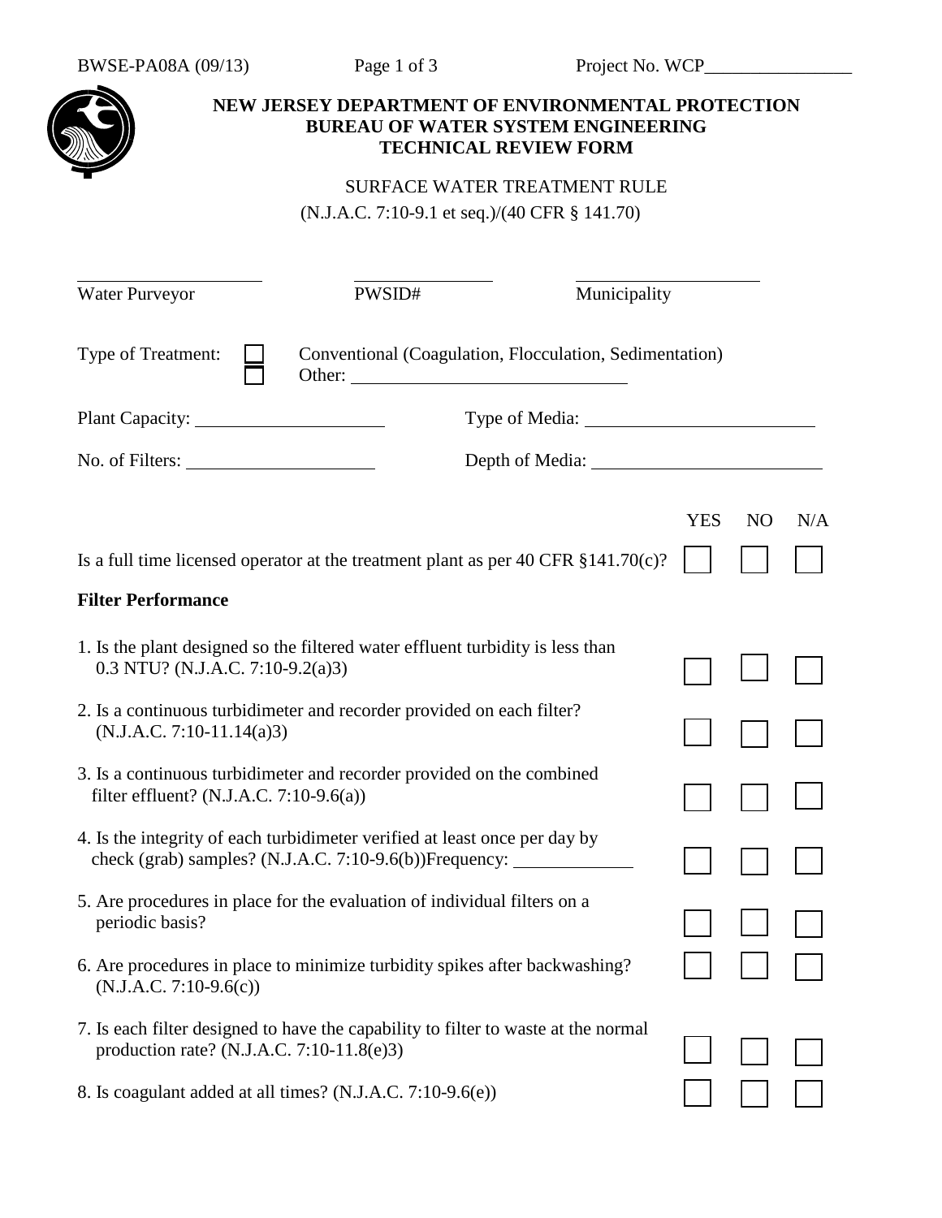BWSE-PA08A (09/13)

Project No. WCP________________

**NEW JERSEY DEPARTMENT OF ENVIRONMENTAL PROTECTION**
**BUREAU OF WATER SYSTEM ENGINEERING**
**TECHNICAL REVIEW FORM**

SURFACE WATER TREATMENT RULE

(N.J.A.C. 7:10-9.1 et seq.)/(40 CFR § 141.70)

____________________ ____________________ ____________________
Water Purveyor PWSID# Municipality

Type of Treatment: ☐ Conventional (Coagulation, Flocculation, Sedimentation)
☐ Other: ______________________________

Plant Capacity: ____________________ Type of Media: ________________________

No. of Filters: ____________________ Depth of Media: ________________________

| | YES | NO | N/A |
|---|---|---|---|
| Is a full time licensed operator at the treatment plant as per 40 CFR §141.70(c)? | ☐ | ☐ | ☐ |
| **Filter Performance** | | | |
| 1. Is the plant designed so the filtered water effluent turbidity is less than 0.3 NTU? (N.J.A.C. 7:10-9.2(a)3) | ☐ | ☐ | ☐ |
| 2. Is a continuous turbidimeter and recorder provided on each filter? (N.J.A.C. 7:10-11.14(a)3) | ☐ | ☐ | ☐ |
| 3. Is a continuous turbidimeter and recorder provided on the combined filter effluent? (N.J.A.C. 7:10-9.6(a)) | ☐ | ☐ | ☐ |
| 4. Is the integrity of each turbidimeter verified at least once per day by check (grab) samples? (N.J.A.C. 7:10-9.6(b))Frequency: ____________ | ☐ | ☐ | ☐ |
| 5. Are procedures in place for the evaluation of individual filters on a periodic basis? | ☐ | ☐ | ☐ |
| 6. Are procedures in place to minimize turbidity spikes after backwashing? (N.J.A.C. 7:10-9.6(c)) | ☐ | ☐ | ☐ |
| 7. Is each filter designed to have the capability to filter to waste at the normal production rate? (N.J.A.C. 7:10-11.8(e)3) | ☐ | ☐ | ☐ |
| 8. Is coagulant added at all times? (N.J.A.C. 7:10-9.6(e)) | ☐ | ☐ | ☐ |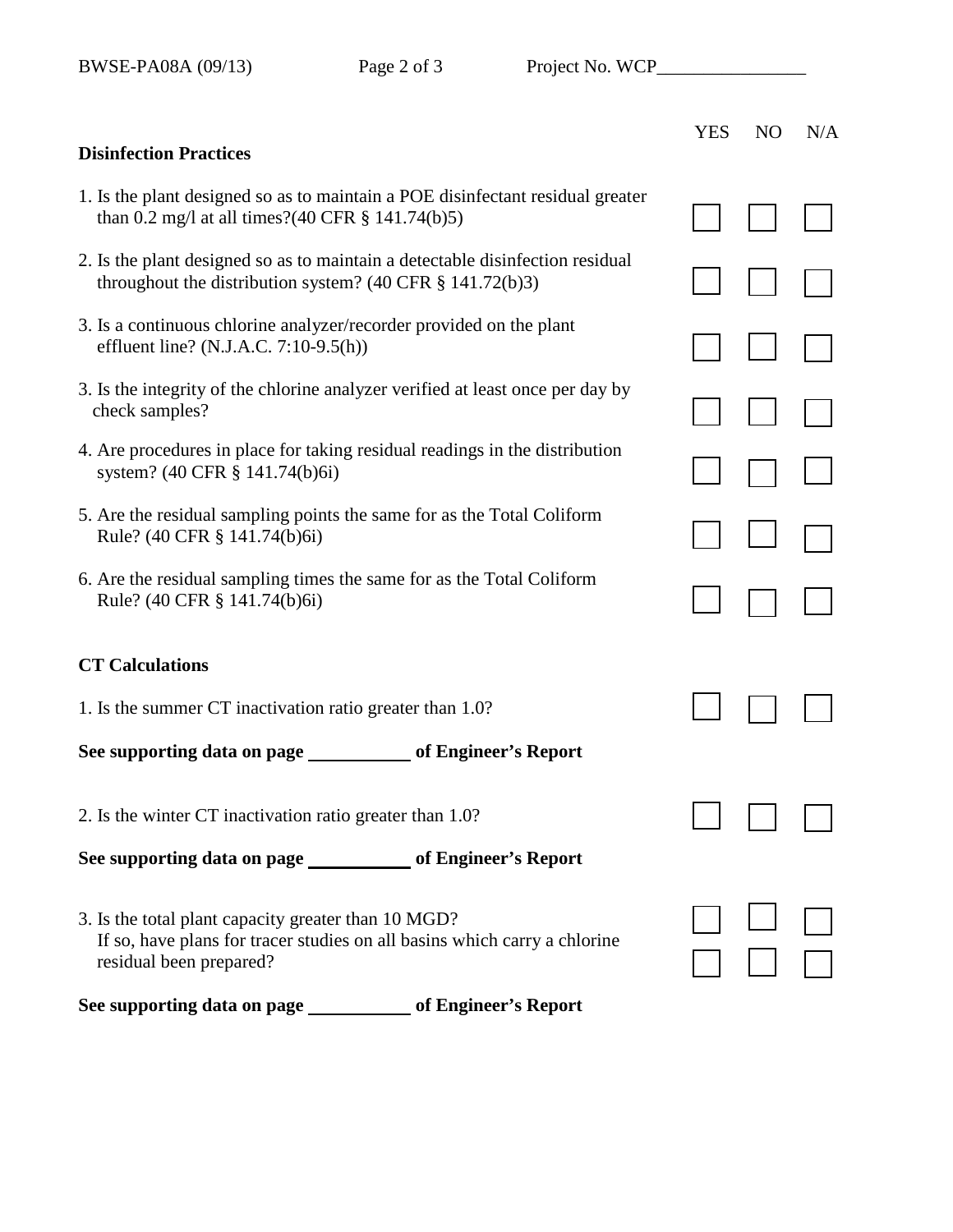BWSE-PA08A (09/13) Project No. WCP________________

| Disinfection Practices | YES | NO | N/A |
|---|---|---|---|
| 1. Is the plant designed so as to maintain a POE disinfectant residual greater than 0.2 mg/l at all times?(40 CFR § 141.74(b)5) | ☐ | ☐ | ☐ |
| 2. Is the plant designed so as to maintain a detectable disinfection residual throughout the distribution system? (40 CFR § 141.72(b)3) | ☐ | ☐ | ☐ |
| 3. Is a continuous chlorine analyzer/recorder provided on the plant effluent line? (N.J.A.C. 7:10-9.5(h)) | ☐ | ☐ | ☐ |
| 3. Is the integrity of the chlorine analyzer verified at least once per day by check samples? | ☐ | ☐ | ☐ |
| 4. Are procedures in place for taking residual readings in the distribution system? (40 CFR § 141.74(b)6i) | ☐ | ☐ | ☐ |
| 5. Are the residual sampling points the same for as the Total Coliform Rule? (40 CFR § 141.74(b)6i) | ☐ | ☐ | ☐ |
| 6. Are the residual sampling times the same for as the Total Coliform Rule? (40 CFR § 141.74(b)6i) | ☐ | ☐ | ☐ |

**CT Calculations**

| | YES | NO | N/A |
|---|---|---|---|
| 1. Is the summer CT inactivation ratio greater than 1.0? | ☐ | ☐ | ☐ |

**See supporting data on page __________ of Engineer's Report**

| | YES | NO | N/A |
|---|---|---|---|
| 2. Is the winter CT inactivation ratio greater than 1.0? | ☐ | ☐ | ☐ |

**See supporting data on page __________ of Engineer's Report**

| | YES | NO | N/A |
|---|---|---|---|
| 3. Is the total plant capacity greater than 10 MGD? | ☐ | ☐ | ☐ |
| If so, have plans for tracer studies on all basins which carry a chlorine residual been prepared? | ☐ | ☐ | ☐ |

**See supporting data on page __________ of Engineer's Report**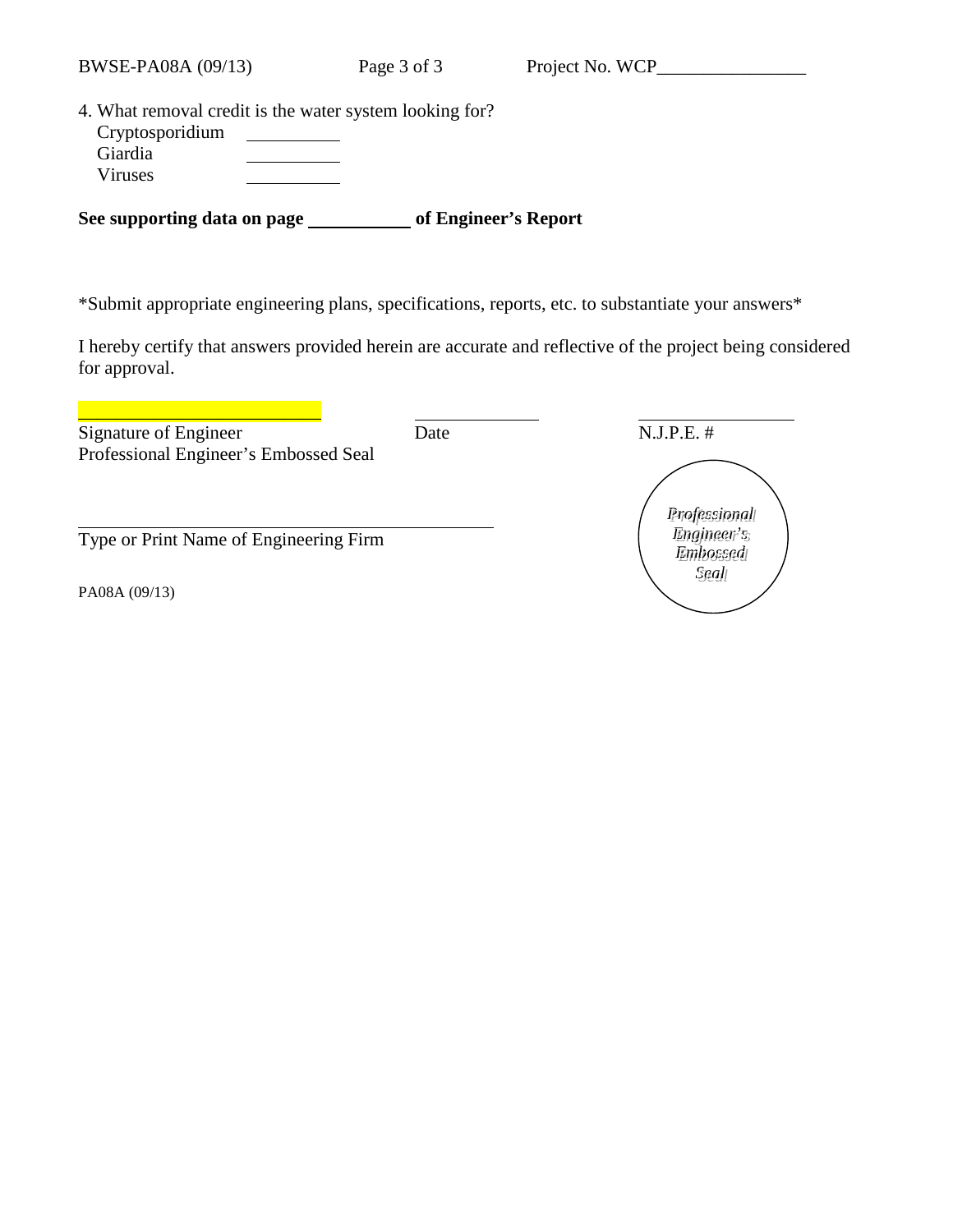Project No. WCP________________

4. What removal credit is the water system looking for?

   Cryptosporidium __________

   Giardia __________

   Viruses __________

**See supporting data on page __________ of Engineer's Report**

*Submit appropriate engineering plans, specifications, reports, etc. to substantiate your answers*

I hereby certify that answers provided herein are accurate and reflective of the project being considered for approval.

| | | |
|---|---|---|
| ________________________ | ____________ | ______________ |
| Signature of Engineer | Date | N.J.P.E. # |

Professional Engineer's Embossed Seal

________________________________________

Type or Print Name of Engineering Firm

*Professional Engineer's Embossed Seal*

PA08A (09/13)